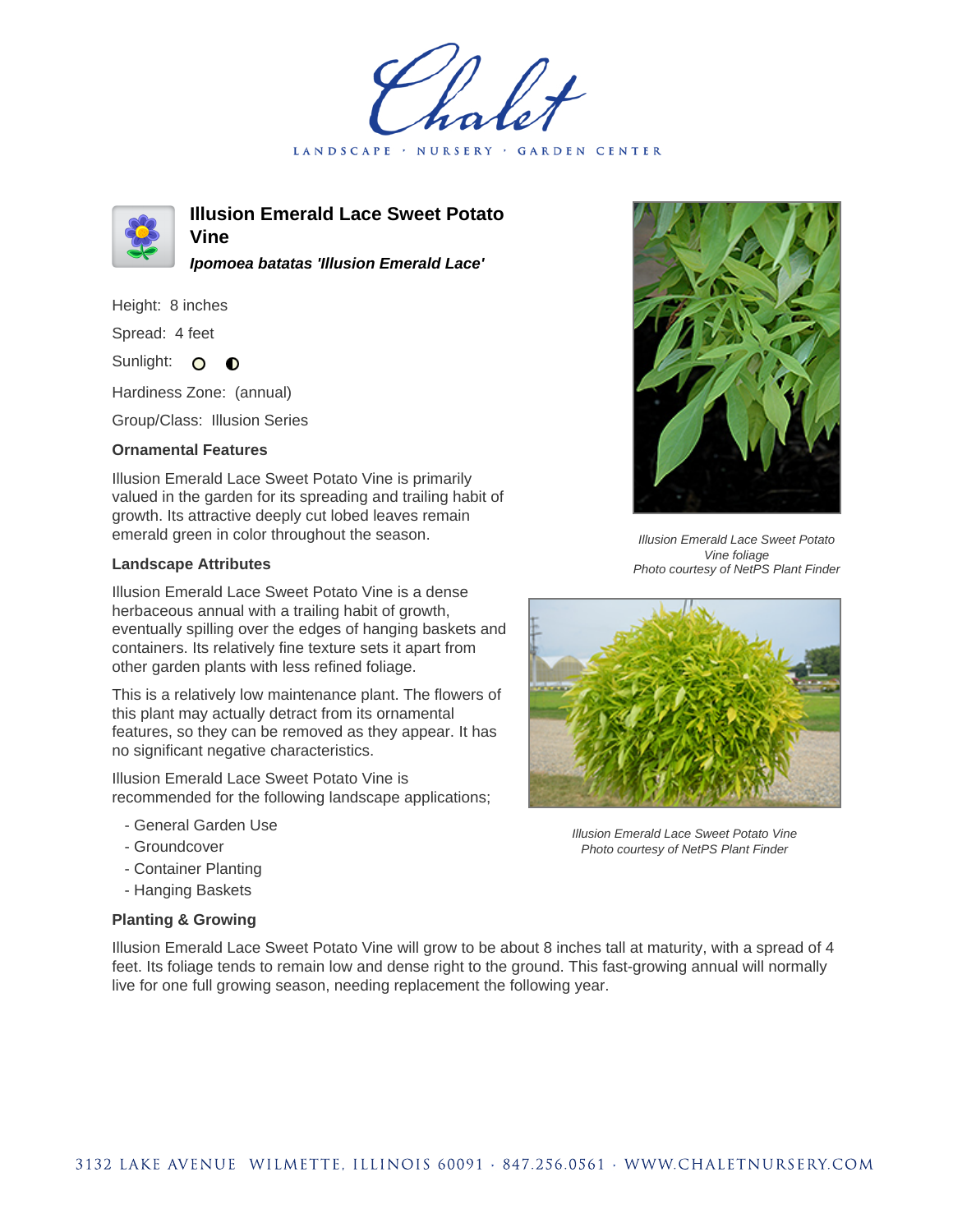# Illusion Emerald Lace Sweet Potato Vine

***Ipomoea batatas 'Illusion Emerald Lace'***

Height: 8 inches

Spread: 4 feet

Sunlight: ○ ◐

Hardiness Zone: (annual)

Group/Class: Illusion Series

### Ornamental Features

Illusion Emerald Lace Sweet Potato Vine is primarily valued in the garden for its spreading and trailing habit of growth. Its attractive deeply cut lobed leaves remain emerald green in color throughout the season.

### Landscape Attributes

Illusion Emerald Lace Sweet Potato Vine is a dense herbaceous annual with a trailing habit of growth, eventually spilling over the edges of hanging baskets and containers. Its relatively fine texture sets it apart from other garden plants with less refined foliage.

This is a relatively low maintenance plant. The flowers of this plant may actually detract from its ornamental features, so they can be removed as they appear. It has no significant negative characteristics.

Illusion Emerald Lace Sweet Potato Vine is recommended for the following landscape applications;

- General Garden Use
- Groundcover
- Container Planting
- Hanging Baskets

*Illusion Emerald Lace Sweet Potato Vine foliage*
*Photo courtesy of NetPS Plant Finder*

*Illusion Emerald Lace Sweet Potato Vine*
*Photo courtesy of NetPS Plant Finder*

### Planting & Growing

Illusion Emerald Lace Sweet Potato Vine will grow to be about 8 inches tall at maturity, with a spread of 4 feet. Its foliage tends to remain low and dense right to the ground. This fast-growing annual will normally live for one full growing season, needing replacement the following year.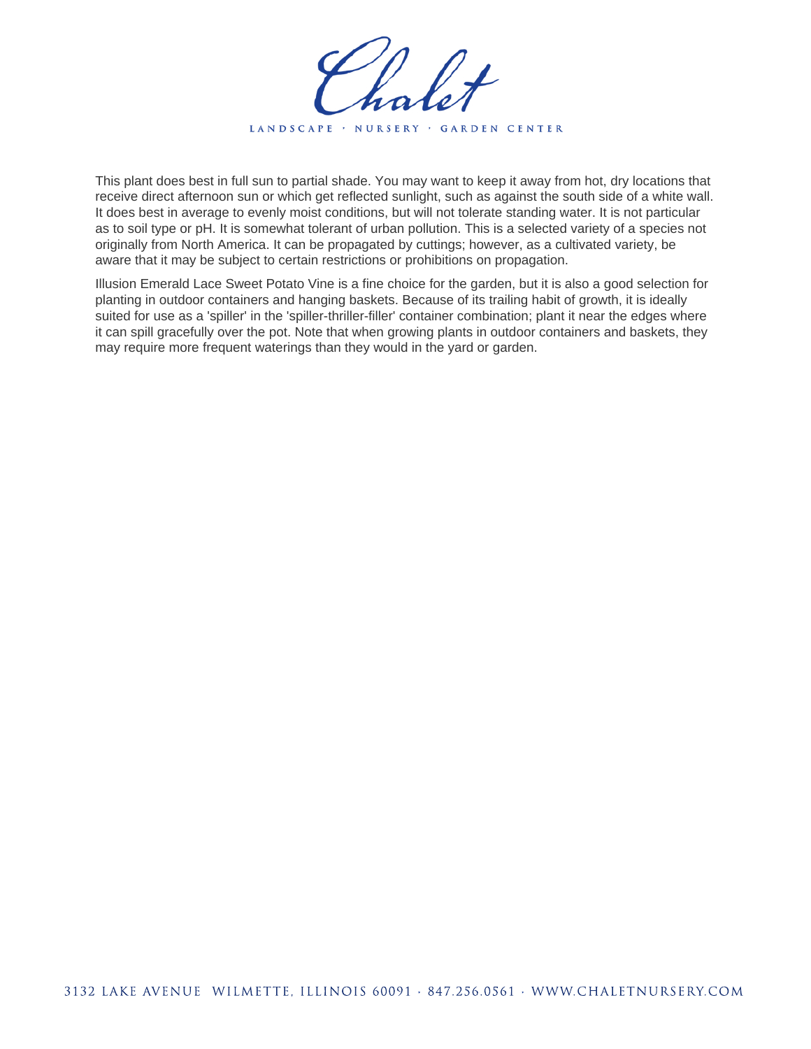This plant does best in full sun to partial shade. You may want to keep it away from hot, dry locations that receive direct afternoon sun or which get reflected sunlight, such as against the south side of a white wall. It does best in average to evenly moist conditions, but will not tolerate standing water. It is not particular as to soil type or pH. It is somewhat tolerant of urban pollution. This is a selected variety of a species not originally from North America. It can be propagated by cuttings; however, as a cultivated variety, be aware that it may be subject to certain restrictions or prohibitions on propagation.

Illusion Emerald Lace Sweet Potato Vine is a fine choice for the garden, but it is also a good selection for planting in outdoor containers and hanging baskets. Because of its trailing habit of growth, it is ideally suited for use as a 'spiller' in the 'spiller-thriller-filler' container combination; plant it near the edges where it can spill gracefully over the pot. Note that when growing plants in outdoor containers and baskets, they may require more frequent waterings than they would in the yard or garden.